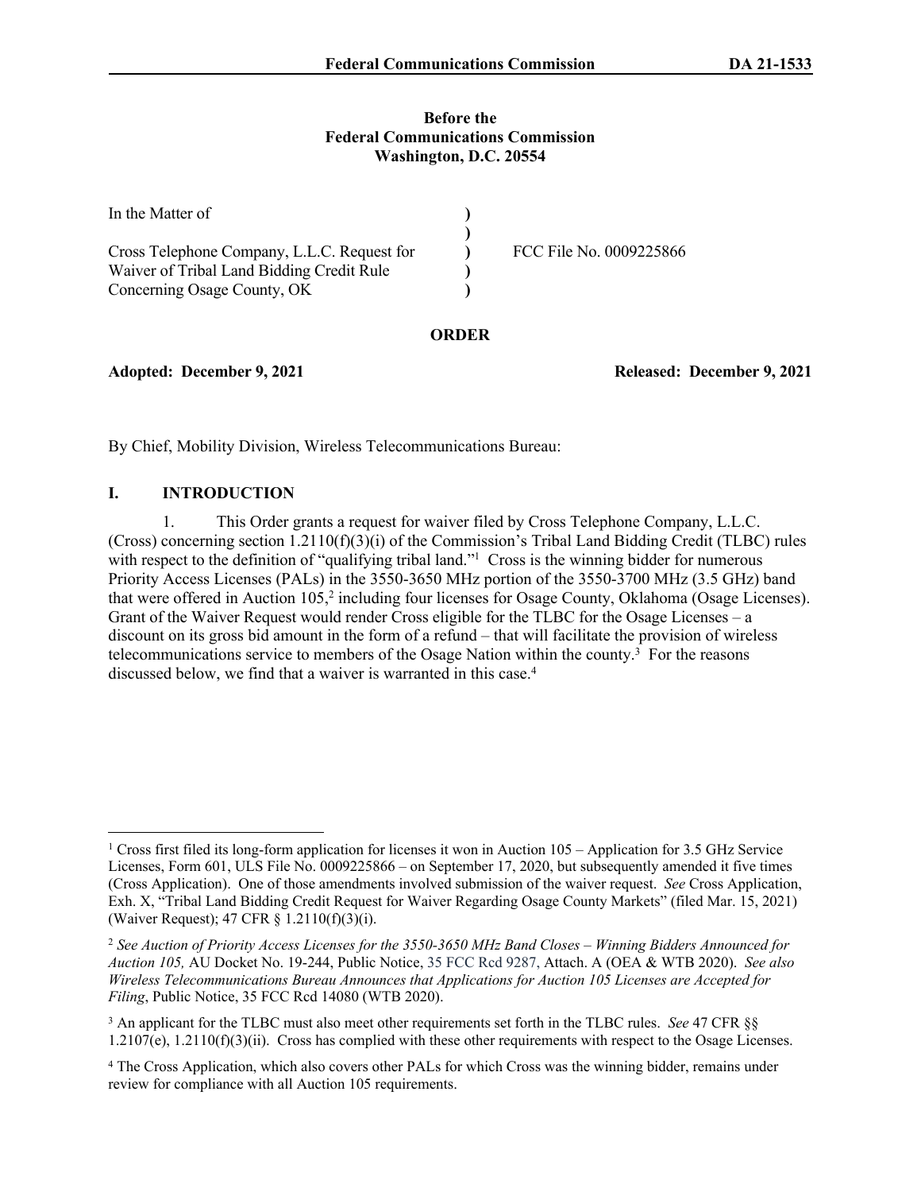**Before the**
**Federal Communications Commission**
**Washington, D.C. 20554**

| | | |
|---|---|---|
| In the Matter of | ) | |
| | ) | |
| Cross Telephone Company, L.L.C. Request for | ) | FCC File No. 0009225866 |
| Waiver of Tribal Land Bidding Credit Rule | ) | |
| Concerning Osage County, OK | ) | |

**ORDER**

**Adopted: December 9, 2021** **Released: December 9, 2021**

By Chief, Mobility Division, Wireless Telecommunications Bureau:

## I. INTRODUCTION

1. This Order grants a request for waiver filed by Cross Telephone Company, L.L.C. (Cross) concerning section 1.2110(f)(3)(i) of the Commission's Tribal Land Bidding Credit (TLBC) rules with respect to the definition of "qualifying tribal land."[1] Cross is the winning bidder for numerous Priority Access Licenses (PALs) in the 3550-3650 MHz portion of the 3550-3700 MHz (3.5 GHz) band that were offered in Auction 105,[2] including four licenses for Osage County, Oklahoma (Osage Licenses). Grant of the Waiver Request would render Cross eligible for the TLBC for the Osage Licenses – a discount on its gross bid amount in the form of a refund – that will facilitate the provision of wireless telecommunications service to members of the Osage Nation within the county.[3] For the reasons discussed below, we find that a waiver is warranted in this case.[4]

---

[1] Cross first filed its long-form application for licenses it won in Auction 105 – Application for 3.5 GHz Service Licenses, Form 601, ULS File No. 0009225866 – on September 17, 2020, but subsequently amended it five times (Cross Application). One of those amendments involved submission of the waiver request. *See* Cross Application, Exh. X, "Tribal Land Bidding Credit Request for Waiver Regarding Osage County Markets" (filed Mar. 15, 2021) (Waiver Request); 47 CFR § 1.2110(f)(3)(i).

[2] *See Auction of Priority Access Licenses for the 3550-3650 MHz Band Closes – Winning Bidders Announced for Auction 105,* AU Docket No. 19-244, Public Notice, 35 FCC Rcd 9287, Attach. A (OEA & WTB 2020). *See also Wireless Telecommunications Bureau Announces that Applications for Auction 105 Licenses are Accepted for Filing*, Public Notice, 35 FCC Rcd 14080 (WTB 2020).

[3] An applicant for the TLBC must also meet other requirements set forth in the TLBC rules. *See* 47 CFR §§ 1.2107(e), 1.2110(f)(3)(ii). Cross has complied with these other requirements with respect to the Osage Licenses.

[4] The Cross Application, which also covers other PALs for which Cross was the winning bidder, remains under review for compliance with all Auction 105 requirements.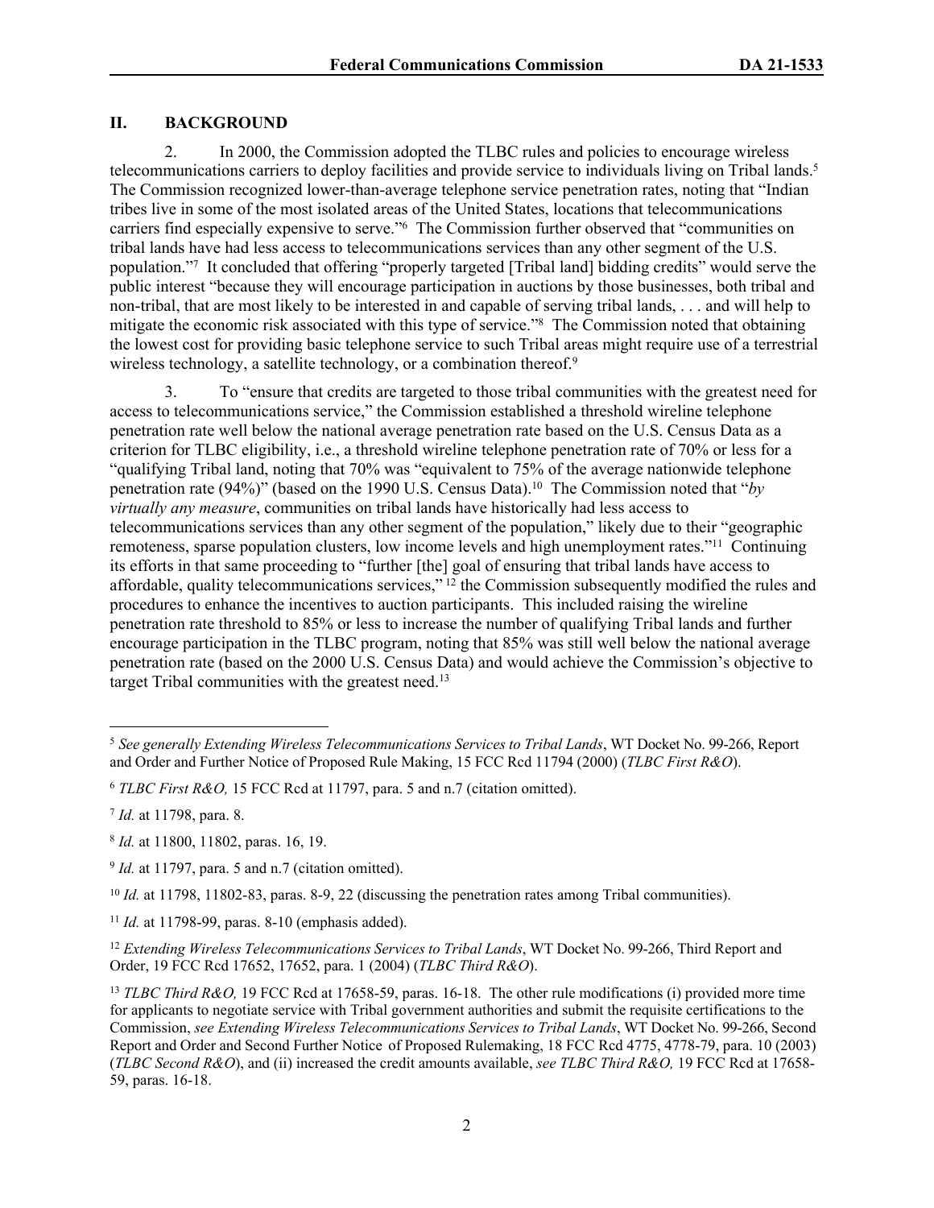## II. BACKGROUND

2. In 2000, the Commission adopted the TLBC rules and policies to encourage wireless telecommunications carriers to deploy facilities and provide service to individuals living on Tribal lands.[5] The Commission recognized lower-than-average telephone service penetration rates, noting that "Indian tribes live in some of the most isolated areas of the United States, locations that telecommunications carriers find especially expensive to serve."[6] The Commission further observed that "communities on tribal lands have had less access to telecommunications services than any other segment of the U.S. population."[7] It concluded that offering "properly targeted [Tribal land] bidding credits" would serve the public interest "because they will encourage participation in auctions by those businesses, both tribal and non-tribal, that are most likely to be interested in and capable of serving tribal lands, . . . and will help to mitigate the economic risk associated with this type of service."[8] The Commission noted that obtaining the lowest cost for providing basic telephone service to such Tribal areas might require use of a terrestrial wireless technology, a satellite technology, or a combination thereof.[9]

3. To "ensure that credits are targeted to those tribal communities with the greatest need for access to telecommunications service," the Commission established a threshold wireline telephone penetration rate well below the national average penetration rate based on the U.S. Census Data as a criterion for TLBC eligibility, i.e., a threshold wireline telephone penetration rate of 70% or less for a "qualifying Tribal land, noting that 70% was "equivalent to 75% of the average nationwide telephone penetration rate (94%)" (based on the 1990 U.S. Census Data).[10] The Commission noted that "*by virtually any measure*, communities on tribal lands have historically had less access to telecommunications services than any other segment of the population," likely due to their "geographic remoteness, sparse population clusters, low income levels and high unemployment rates."[11] Continuing its efforts in that same proceeding to "further [the] goal of ensuring that tribal lands have access to affordable, quality telecommunications services,"[12] the Commission subsequently modified the rules and procedures to enhance the incentives to auction participants. This included raising the wireline penetration rate threshold to 85% or less to increase the number of qualifying Tribal lands and further encourage participation in the TLBC program, noting that 85% was still well below the national average penetration rate (based on the 2000 U.S. Census Data) and would achieve the Commission's objective to target Tribal communities with the greatest need.[13]

---

[5] *See generally Extending Wireless Telecommunications Services to Tribal Lands*, WT Docket No. 99-266, Report and Order and Further Notice of Proposed Rule Making, 15 FCC Rcd 11794 (2000) (*TLBC First R&O*).

[6] *TLBC First R&O,* 15 FCC Rcd at 11797, para. 5 and n.7 (citation omitted).

[7] *Id.* at 11798, para. 8.

[8] *Id.* at 11800, 11802, paras. 16, 19.

[9] *Id.* at 11797, para. 5 and n.7 (citation omitted).

[10] *Id.* at 11798, 11802-83, paras. 8-9, 22 (discussing the penetration rates among Tribal communities).

[11] *Id.* at 11798-99, paras. 8-10 (emphasis added).

[12] *Extending Wireless Telecommunications Services to Tribal Lands*, WT Docket No. 99-266, Third Report and Order, 19 FCC Rcd 17652, 17652, para. 1 (2004) (*TLBC Third R&O*).

[13] *TLBC Third R&O,* 19 FCC Rcd at 17658-59, paras. 16-18. The other rule modifications (i) provided more time for applicants to negotiate service with Tribal government authorities and submit the requisite certifications to the Commission, *see Extending Wireless Telecommunications Services to Tribal Lands*, WT Docket No. 99-266, Second Report and Order and Second Further Notice of Proposed Rulemaking, 18 FCC Rcd 4775, 4778-79, para. 10 (2003) (*TLBC Second R&O*), and (ii) increased the credit amounts available, *see TLBC Third R&O,* 19 FCC Rcd at 17658-59, paras. 16-18.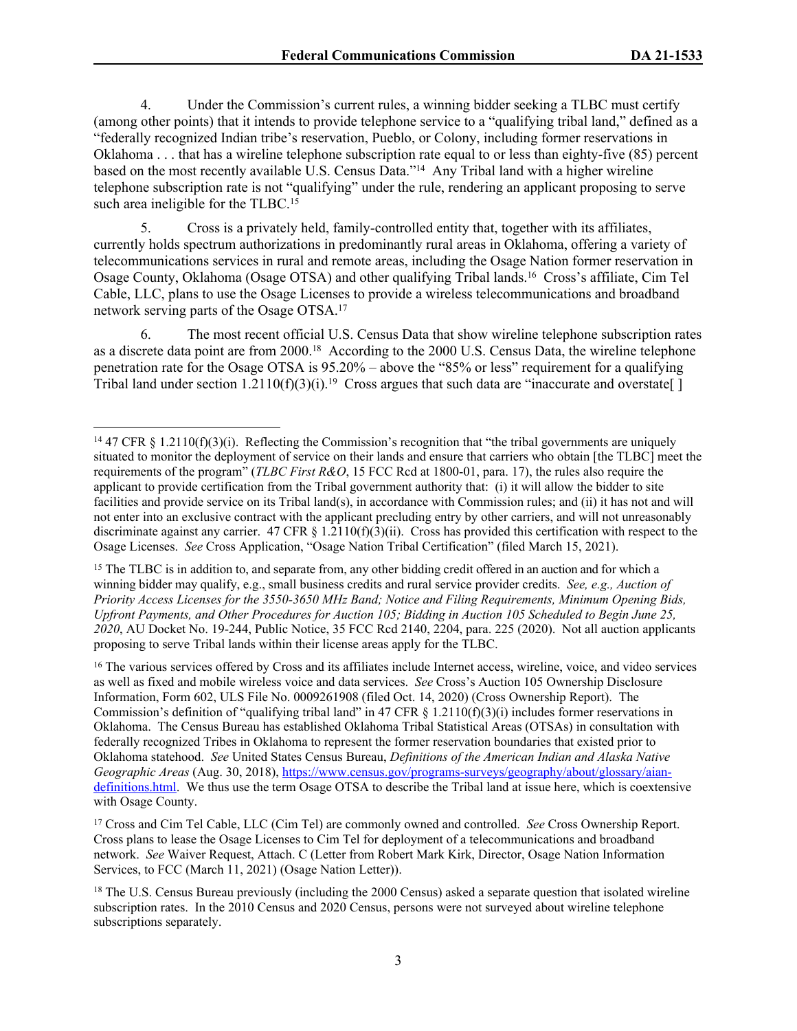4. Under the Commission's current rules, a winning bidder seeking a TLBC must certify (among other points) that it intends to provide telephone service to a "qualifying tribal land," defined as a "federally recognized Indian tribe's reservation, Pueblo, or Colony, including former reservations in Oklahoma . . . that has a wireline telephone subscription rate equal to or less than eighty-five (85) percent based on the most recently available U.S. Census Data."[14] Any Tribal land with a higher wireline telephone subscription rate is not "qualifying" under the rule, rendering an applicant proposing to serve such area ineligible for the TLBC.[15]

5. Cross is a privately held, family-controlled entity that, together with its affiliates, currently holds spectrum authorizations in predominantly rural areas in Oklahoma, offering a variety of telecommunications services in rural and remote areas, including the Osage Nation former reservation in Osage County, Oklahoma (Osage OTSA) and other qualifying Tribal lands.[16] Cross's affiliate, Cim Tel Cable, LLC, plans to use the Osage Licenses to provide a wireless telecommunications and broadband network serving parts of the Osage OTSA.[17]

6. The most recent official U.S. Census Data that show wireline telephone subscription rates as a discrete data point are from 2000.[18] According to the 2000 U.S. Census Data, the wireline telephone penetration rate for the Osage OTSA is 95.20% – above the "85% or less" requirement for a qualifying Tribal land under section 1.2110(f)(3)(i).[19] Cross argues that such data are "inaccurate and overstate[ ]

---

[14] 47 CFR § 1.2110(f)(3)(i). Reflecting the Commission's recognition that "the tribal governments are uniquely situated to monitor the deployment of service on their lands and ensure that carriers who obtain [the TLBC] meet the requirements of the program" (*TLBC First R&O*, 15 FCC Rcd at 1800-01, para. 17), the rules also require the applicant to provide certification from the Tribal government authority that: (i) it will allow the bidder to site facilities and provide service on its Tribal land(s), in accordance with Commission rules; and (ii) it has not and will not enter into an exclusive contract with the applicant precluding entry by other carriers, and will not unreasonably discriminate against any carrier. 47 CFR § 1.2110(f)(3)(ii). Cross has provided this certification with respect to the Osage Licenses. *See* Cross Application, "Osage Nation Tribal Certification" (filed March 15, 2021).

[15] The TLBC is in addition to, and separate from, any other bidding credit offered in an auction and for which a winning bidder may qualify, e.g., small business credits and rural service provider credits. *See, e.g., Auction of Priority Access Licenses for the 3550-3650 MHz Band; Notice and Filing Requirements, Minimum Opening Bids, Upfront Payments, and Other Procedures for Auction 105; Bidding in Auction 105 Scheduled to Begin June 25, 2020*, AU Docket No. 19-244, Public Notice, 35 FCC Rcd 2140, 2204, para. 225 (2020). Not all auction applicants proposing to serve Tribal lands within their license areas apply for the TLBC.

[16] The various services offered by Cross and its affiliates include Internet access, wireline, voice, and video services as well as fixed and mobile wireless voice and data services. *See* Cross's Auction 105 Ownership Disclosure Information, Form 602, ULS File No. 0009261908 (filed Oct. 14, 2020) (Cross Ownership Report). The Commission's definition of "qualifying tribal land" in 47 CFR § 1.2110(f)(3)(i) includes former reservations in Oklahoma. The Census Bureau has established Oklahoma Tribal Statistical Areas (OTSAs) in consultation with federally recognized Tribes in Oklahoma to represent the former reservation boundaries that existed prior to Oklahoma statehood. *See* United States Census Bureau, *Definitions of the American Indian and Alaska Native Geographic Areas* (Aug. 30, 2018), https://www.census.gov/programs-surveys/geography/about/glossary/aian-definitions.html. We thus use the term Osage OTSA to describe the Tribal land at issue here, which is coextensive with Osage County.

[17] Cross and Cim Tel Cable, LLC (Cim Tel) are commonly owned and controlled. *See* Cross Ownership Report. Cross plans to lease the Osage Licenses to Cim Tel for deployment of a telecommunications and broadband network. *See* Waiver Request, Attach. C (Letter from Robert Mark Kirk, Director, Osage Nation Information Services, to FCC (March 11, 2021) (Osage Nation Letter)).

[18] The U.S. Census Bureau previously (including the 2000 Census) asked a separate question that isolated wireline subscription rates. In the 2010 Census and 2020 Census, persons were not surveyed about wireline telephone subscriptions separately.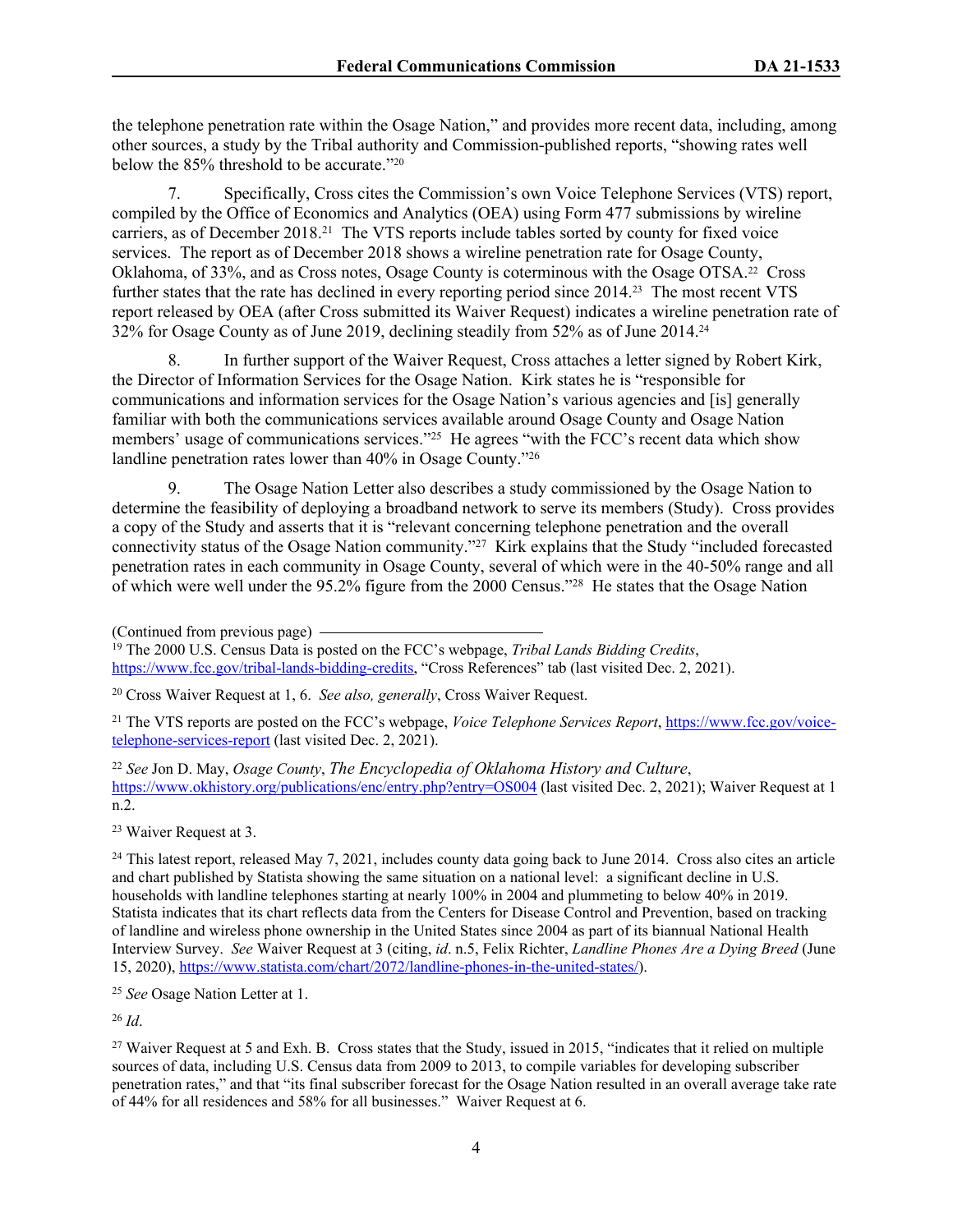the telephone penetration rate within the Osage Nation," and provides more recent data, including, among other sources, a study by the Tribal authority and Commission-published reports, "showing rates well below the 85% threshold to be accurate."[20]

7. Specifically, Cross cites the Commission's own Voice Telephone Services (VTS) report, compiled by the Office of Economics and Analytics (OEA) using Form 477 submissions by wireline carriers, as of December 2018.[21] The VTS reports include tables sorted by county for fixed voice services. The report as of December 2018 shows a wireline penetration rate for Osage County, Oklahoma, of 33%, and as Cross notes, Osage County is coterminous with the Osage OTSA.[22] Cross further states that the rate has declined in every reporting period since 2014.[23] The most recent VTS report released by OEA (after Cross submitted its Waiver Request) indicates a wireline penetration rate of 32% for Osage County as of June 2019, declining steadily from 52% as of June 2014.[24]

8. In further support of the Waiver Request, Cross attaches a letter signed by Robert Kirk, the Director of Information Services for the Osage Nation. Kirk states he is "responsible for communications and information services for the Osage Nation's various agencies and [is] generally familiar with both the communications services available around Osage County and Osage Nation members' usage of communications services."[25] He agrees "with the FCC's recent data which show landline penetration rates lower than 40% in Osage County."[26]

9. The Osage Nation Letter also describes a study commissioned by the Osage Nation to determine the feasibility of deploying a broadband network to serve its members (Study). Cross provides a copy of the Study and asserts that it is "relevant concerning telephone penetration and the overall connectivity status of the Osage Nation community."[27] Kirk explains that the Study "included forecasted penetration rates in each community in Osage County, several of which were in the 40-50% range and all of which were well under the 95.2% figure from the 2000 Census."[28] He states that the Osage Nation

(Continued from previous page)

[19] The 2000 U.S. Census Data is posted on the FCC's webpage, *Tribal Lands Bidding Credits*, https://www.fcc.gov/tribal-lands-bidding-credits, "Cross References" tab (last visited Dec. 2, 2021).

[20] Cross Waiver Request at 1, 6. *See also, generally*, Cross Waiver Request.

[21] The VTS reports are posted on the FCC's webpage, *Voice Telephone Services Report*, https://www.fcc.gov/voice-telephone-services-report (last visited Dec. 2, 2021).

[22] *See* Jon D. May, *Osage County*, *The Encyclopedia of Oklahoma History and Culture*, https://www.okhistory.org/publications/enc/entry.php?entry=OS004 (last visited Dec. 2, 2021); Waiver Request at 1 n.2.

[23] Waiver Request at 3.

[24] This latest report, released May 7, 2021, includes county data going back to June 2014. Cross also cites an article and chart published by Statista showing the same situation on a national level: a significant decline in U.S. households with landline telephones starting at nearly 100% in 2004 and plummeting to below 40% in 2019. Statista indicates that its chart reflects data from the Centers for Disease Control and Prevention, based on tracking of landline and wireless phone ownership in the United States since 2004 as part of its biannual National Health Interview Survey. *See* Waiver Request at 3 (citing, *id*. n.5, Felix Richter, *Landline Phones Are a Dying Breed* (June 15, 2020), https://www.statista.com/chart/2072/landline-phones-in-the-united-states/).

[25] *See* Osage Nation Letter at 1.

[26] *Id*.

[27] Waiver Request at 5 and Exh. B. Cross states that the Study, issued in 2015, "indicates that it relied on multiple sources of data, including U.S. Census data from 2009 to 2013, to compile variables for developing subscriber penetration rates," and that "its final subscriber forecast for the Osage Nation resulted in an overall average take rate of 44% for all residences and 58% for all businesses." Waiver Request at 6.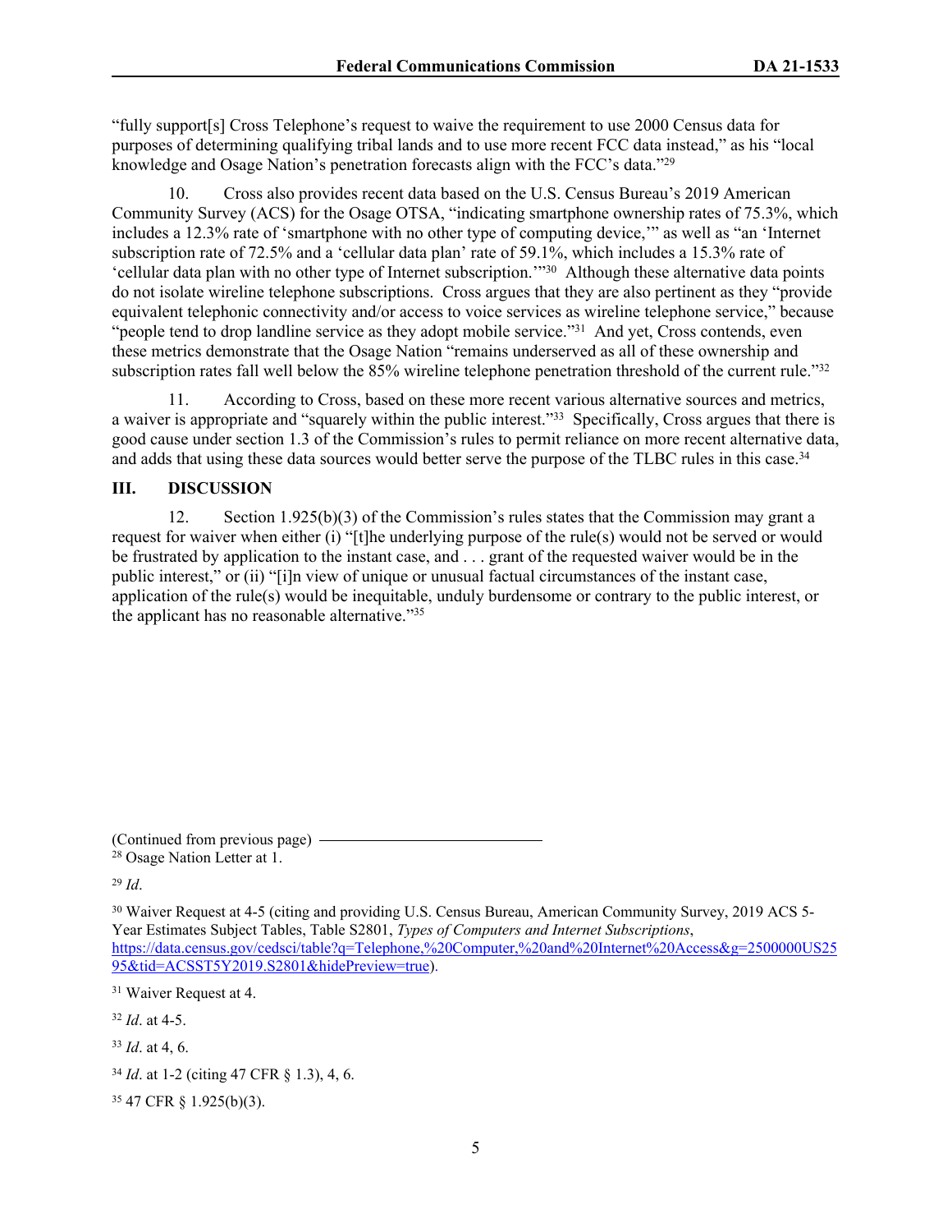"fully support[s] Cross Telephone's request to waive the requirement to use 2000 Census data for purposes of determining qualifying tribal lands and to use more recent FCC data instead," as his "local knowledge and Osage Nation's penetration forecasts align with the FCC's data."[29]

10. Cross also provides recent data based on the U.S. Census Bureau's 2019 American Community Survey (ACS) for the Osage OTSA, "indicating smartphone ownership rates of 75.3%, which includes a 12.3% rate of 'smartphone with no other type of computing device,'" as well as "an 'Internet subscription rate of 72.5% and a 'cellular data plan' rate of 59.1%, which includes a 15.3% rate of 'cellular data plan with no other type of Internet subscription.'"[30] Although these alternative data points do not isolate wireline telephone subscriptions. Cross argues that they are also pertinent as they "provide equivalent telephonic connectivity and/or access to voice services as wireline telephone service," because "people tend to drop landline service as they adopt mobile service."[31] And yet, Cross contends, even these metrics demonstrate that the Osage Nation "remains underserved as all of these ownership and subscription rates fall well below the 85% wireline telephone penetration threshold of the current rule."[32]

11. According to Cross, based on these more recent various alternative sources and metrics, a waiver is appropriate and "squarely within the public interest."[33] Specifically, Cross argues that there is good cause under section 1.3 of the Commission's rules to permit reliance on more recent alternative data, and adds that using these data sources would better serve the purpose of the TLBC rules in this case.[34]

## III. DISCUSSION

12. Section 1.925(b)(3) of the Commission's rules states that the Commission may grant a request for waiver when either (i) "[t]he underlying purpose of the rule(s) would not be served or would be frustrated by application to the instant case, and . . . grant of the requested waiver would be in the public interest," or (ii) "[i]n view of unique or unusual factual circumstances of the instant case, application of the rule(s) would be inequitable, unduly burdensome or contrary to the public interest, or the applicant has no reasonable alternative."[35]

---

(Continued from previous page)

[28] Osage Nation Letter at 1.

[29] *Id*.

[30] Waiver Request at 4-5 (citing and providing U.S. Census Bureau, American Community Survey, 2019 ACS 5-Year Estimates Subject Tables, Table S2801, *Types of Computers and Internet Subscriptions*, https://data.census.gov/cedsci/table?q=Telephone,%20Computer,%20and%20Internet%20Access&g=2500000US2595&tid=ACSST5Y2019.S2801&hidePreview=true).

[31] Waiver Request at 4.

[32] *Id*. at 4-5.

[33] *Id*. at 4, 6.

[34] *Id*. at 1-2 (citing 47 CFR § 1.3), 4, 6.

[35] 47 CFR § 1.925(b)(3).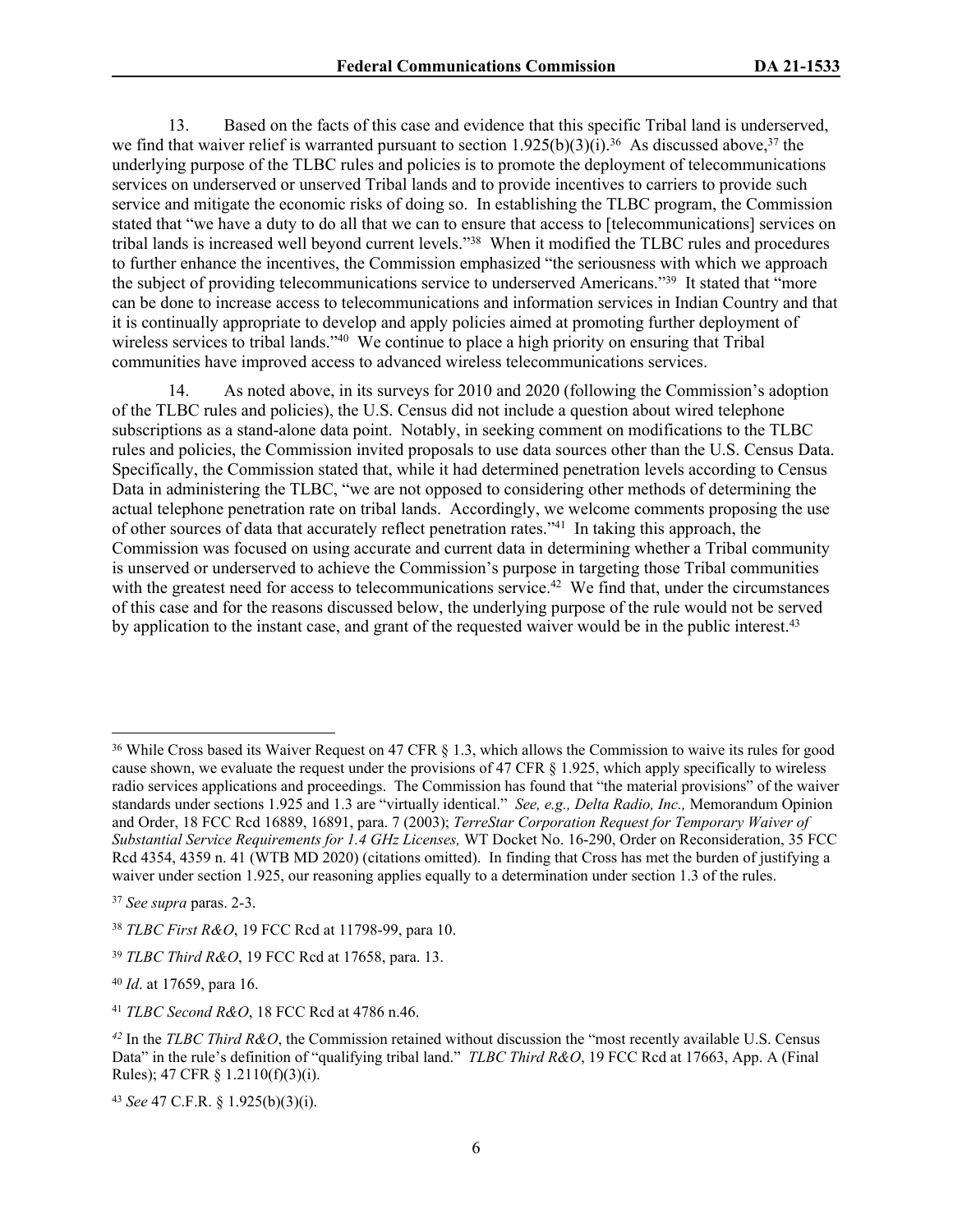13. Based on the facts of this case and evidence that this specific Tribal land is underserved, we find that waiver relief is warranted pursuant to section 1.925(b)(3)(i).[36] As discussed above,[37] the underlying purpose of the TLBC rules and policies is to promote the deployment of telecommunications services on underserved or unserved Tribal lands and to provide incentives to carriers to provide such service and mitigate the economic risks of doing so. In establishing the TLBC program, the Commission stated that "we have a duty to do all that we can to ensure that access to [telecommunications] services on tribal lands is increased well beyond current levels."[38] When it modified the TLBC rules and procedures to further enhance the incentives, the Commission emphasized "the seriousness with which we approach the subject of providing telecommunications service to underserved Americans."[39] It stated that "more can be done to increase access to telecommunications and information services in Indian Country and that it is continually appropriate to develop and apply policies aimed at promoting further deployment of wireless services to tribal lands."[40] We continue to place a high priority on ensuring that Tribal communities have improved access to advanced wireless telecommunications services.

14. As noted above, in its surveys for 2010 and 2020 (following the Commission's adoption of the TLBC rules and policies), the U.S. Census did not include a question about wired telephone subscriptions as a stand-alone data point. Notably, in seeking comment on modifications to the TLBC rules and policies, the Commission invited proposals to use data sources other than the U.S. Census Data. Specifically, the Commission stated that, while it had determined penetration levels according to Census Data in administering the TLBC, "we are not opposed to considering other methods of determining the actual telephone penetration rate on tribal lands. Accordingly, we welcome comments proposing the use of other sources of data that accurately reflect penetration rates."[41] In taking this approach, the Commission was focused on using accurate and current data in determining whether a Tribal community is unserved or underserved to achieve the Commission's purpose in targeting those Tribal communities with the greatest need for access to telecommunications service.[42] We find that, under the circumstances of this case and for the reasons discussed below, the underlying purpose of the rule would not be served by application to the instant case, and grant of the requested waiver would be in the public interest.[43]

---

[36] While Cross based its Waiver Request on 47 CFR § 1.3, which allows the Commission to waive its rules for good cause shown, we evaluate the request under the provisions of 47 CFR § 1.925, which apply specifically to wireless radio services applications and proceedings. The Commission has found that "the material provisions" of the waiver standards under sections 1.925 and 1.3 are "virtually identical." *See, e.g., Delta Radio, Inc.,* Memorandum Opinion and Order, 18 FCC Rcd 16889, 16891, para. 7 (2003); *TerreStar Corporation Request for Temporary Waiver of Substantial Service Requirements for 1.4 GHz Licenses,* WT Docket No. 16-290, Order on Reconsideration, 35 FCC Rcd 4354, 4359 n. 41 (WTB MD 2020) (citations omitted). In finding that Cross has met the burden of justifying a waiver under section 1.925, our reasoning applies equally to a determination under section 1.3 of the rules.

[37] *See supra* paras. 2-3.

[38] *TLBC First R&O*, 19 FCC Rcd at 11798-99, para 10.

[39] *TLBC Third R&O*, 19 FCC Rcd at 17658, para. 13.

[40] *Id*. at 17659, para 16.

[41] *TLBC Second R&O*, 18 FCC Rcd at 4786 n.46.

[42] In the *TLBC Third R&O*, the Commission retained without discussion the "most recently available U.S. Census Data" in the rule's definition of "qualifying tribal land." *TLBC Third R&O*, 19 FCC Rcd at 17663, App. A (Final Rules); 47 CFR § 1.2110(f)(3)(i).

[43] *See* 47 C.F.R. § 1.925(b)(3)(i).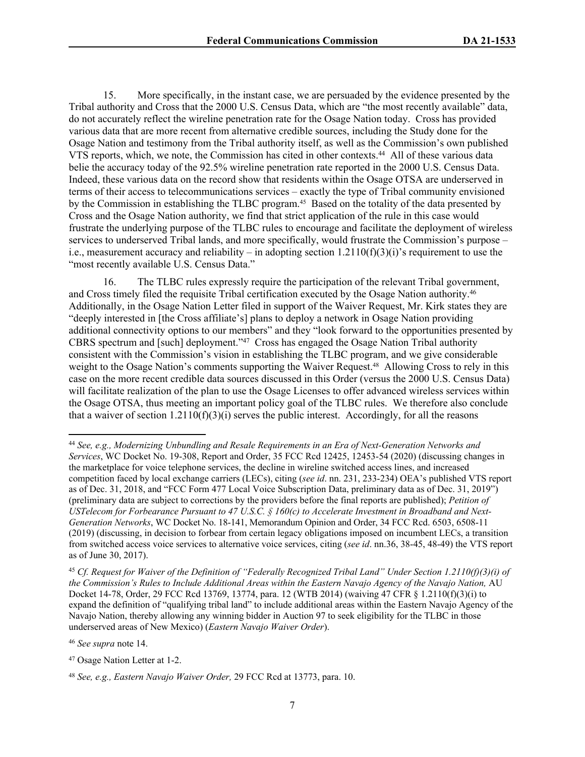15. More specifically, in the instant case, we are persuaded by the evidence presented by the Tribal authority and Cross that the 2000 U.S. Census Data, which are "the most recently available" data, do not accurately reflect the wireline penetration rate for the Osage Nation today. Cross has provided various data that are more recent from alternative credible sources, including the Study done for the Osage Nation and testimony from the Tribal authority itself, as well as the Commission's own published VTS reports, which, we note, the Commission has cited in other contexts.[44] All of these various data belie the accuracy today of the 92.5% wireline penetration rate reported in the 2000 U.S. Census Data. Indeed, these various data on the record show that residents within the Osage OTSA are underserved in terms of their access to telecommunications services – exactly the type of Tribal community envisioned by the Commission in establishing the TLBC program.[45] Based on the totality of the data presented by Cross and the Osage Nation authority, we find that strict application of the rule in this case would frustrate the underlying purpose of the TLBC rules to encourage and facilitate the deployment of wireless services to underserved Tribal lands, and more specifically, would frustrate the Commission's purpose – i.e., measurement accuracy and reliability – in adopting section 1.2110(f)(3)(i)'s requirement to use the "most recently available U.S. Census Data."

16. The TLBC rules expressly require the participation of the relevant Tribal government, and Cross timely filed the requisite Tribal certification executed by the Osage Nation authority.[46] Additionally, in the Osage Nation Letter filed in support of the Waiver Request, Mr. Kirk states they are "deeply interested in [the Cross affiliate's] plans to deploy a network in Osage Nation providing additional connectivity options to our members" and they "look forward to the opportunities presented by CBRS spectrum and [such] deployment."[47] Cross has engaged the Osage Nation Tribal authority consistent with the Commission's vision in establishing the TLBC program, and we give considerable weight to the Osage Nation's comments supporting the Waiver Request.[48] Allowing Cross to rely in this case on the more recent credible data sources discussed in this Order (versus the 2000 U.S. Census Data) will facilitate realization of the plan to use the Osage Licenses to offer advanced wireless services within the Osage OTSA, thus meeting an important policy goal of the TLBC rules. We therefore also conclude that a waiver of section 1.2110(f)(3)(i) serves the public interest. Accordingly, for all the reasons

---

[44] *See, e.g., Modernizing Unbundling and Resale Requirements in an Era of Next-Generation Networks and Services*, WC Docket No. 19-308, Report and Order, 35 FCC Rcd 12425, 12453-54 (2020) (discussing changes in the marketplace for voice telephone services, the decline in wireline switched access lines, and increased competition faced by local exchange carriers (LECs), citing (*see id*. nn. 231, 233-234) OEA's published VTS report as of Dec. 31, 2018, and "FCC Form 477 Local Voice Subscription Data, preliminary data as of Dec. 31, 2019") (preliminary data are subject to corrections by the providers before the final reports are published); *Petition of USTelecom for Forbearance Pursuant to 47 U.S.C. § 160(c) to Accelerate Investment in Broadband and Next-Generation Networks*, WC Docket No. 18-141, Memorandum Opinion and Order, 34 FCC Rcd. 6503, 6508-11 (2019) (discussing, in decision to forbear from certain legacy obligations imposed on incumbent LECs, a transition from switched access voice services to alternative voice services, citing (*see id*. nn.36, 38-45, 48-49) the VTS report as of June 30, 2017).

[45] *Cf. Request for Waiver of the Definition of "Federally Recognized Tribal Land" Under Section 1.2110(f)(3)(i) of the Commission's Rules to Include Additional Areas within the Eastern Navajo Agency of the Navajo Nation,* AU Docket 14-78, Order, 29 FCC Rcd 13769, 13774, para. 12 (WTB 2014) (waiving 47 CFR § 1.2110(f)(3)(i) to expand the definition of "qualifying tribal land" to include additional areas within the Eastern Navajo Agency of the Navajo Nation, thereby allowing any winning bidder in Auction 97 to seek eligibility for the TLBC in those underserved areas of New Mexico) (*Eastern Navajo Waiver Order*).

[46] *See supra* note 14.

[47] Osage Nation Letter at 1-2.

[48] *See, e.g., Eastern Navajo Waiver Order,* 29 FCC Rcd at 13773, para. 10.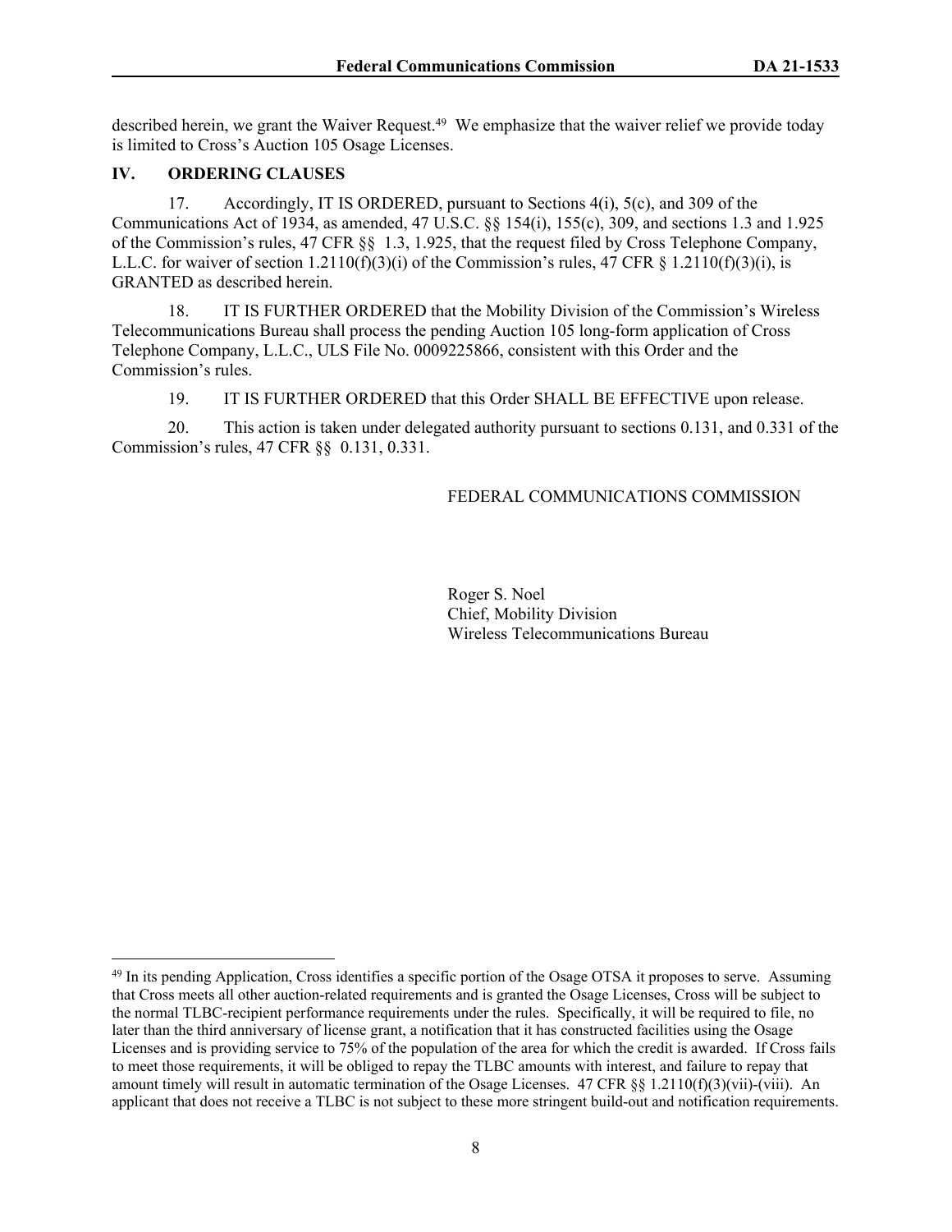described herein, we grant the Waiver Request.[49] We emphasize that the waiver relief we provide today is limited to Cross's Auction 105 Osage Licenses.

## IV. ORDERING CLAUSES

17. Accordingly, IT IS ORDERED, pursuant to Sections 4(i), 5(c), and 309 of the Communications Act of 1934, as amended, 47 U.S.C. §§ 154(i), 155(c), 309, and sections 1.3 and 1.925 of the Commission's rules, 47 CFR §§ 1.3, 1.925, that the request filed by Cross Telephone Company, L.L.C. for waiver of section 1.2110(f)(3)(i) of the Commission's rules, 47 CFR § 1.2110(f)(3)(i), is GRANTED as described herein.

18. IT IS FURTHER ORDERED that the Mobility Division of the Commission's Wireless Telecommunications Bureau shall process the pending Auction 105 long-form application of Cross Telephone Company, L.L.C., ULS File No. 0009225866, consistent with this Order and the Commission's rules.

19. IT IS FURTHER ORDERED that this Order SHALL BE EFFECTIVE upon release.

20. This action is taken under delegated authority pursuant to sections 0.131, and 0.331 of the Commission's rules, 47 CFR §§ 0.131, 0.331.

FEDERAL COMMUNICATIONS COMMISSION

Roger S. Noel
Chief, Mobility Division
Wireless Telecommunications Bureau

---

[49] In its pending Application, Cross identifies a specific portion of the Osage OTSA it proposes to serve. Assuming that Cross meets all other auction-related requirements and is granted the Osage Licenses, Cross will be subject to the normal TLBC-recipient performance requirements under the rules. Specifically, it will be required to file, no later than the third anniversary of license grant, a notification that it has constructed facilities using the Osage Licenses and is providing service to 75% of the population of the area for which the credit is awarded. If Cross fails to meet those requirements, it will be obliged to repay the TLBC amounts with interest, and failure to repay that amount timely will result in automatic termination of the Osage Licenses. 47 CFR §§ 1.2110(f)(3)(vii)-(viii). An applicant that does not receive a TLBC is not subject to these more stringent build-out and notification requirements.